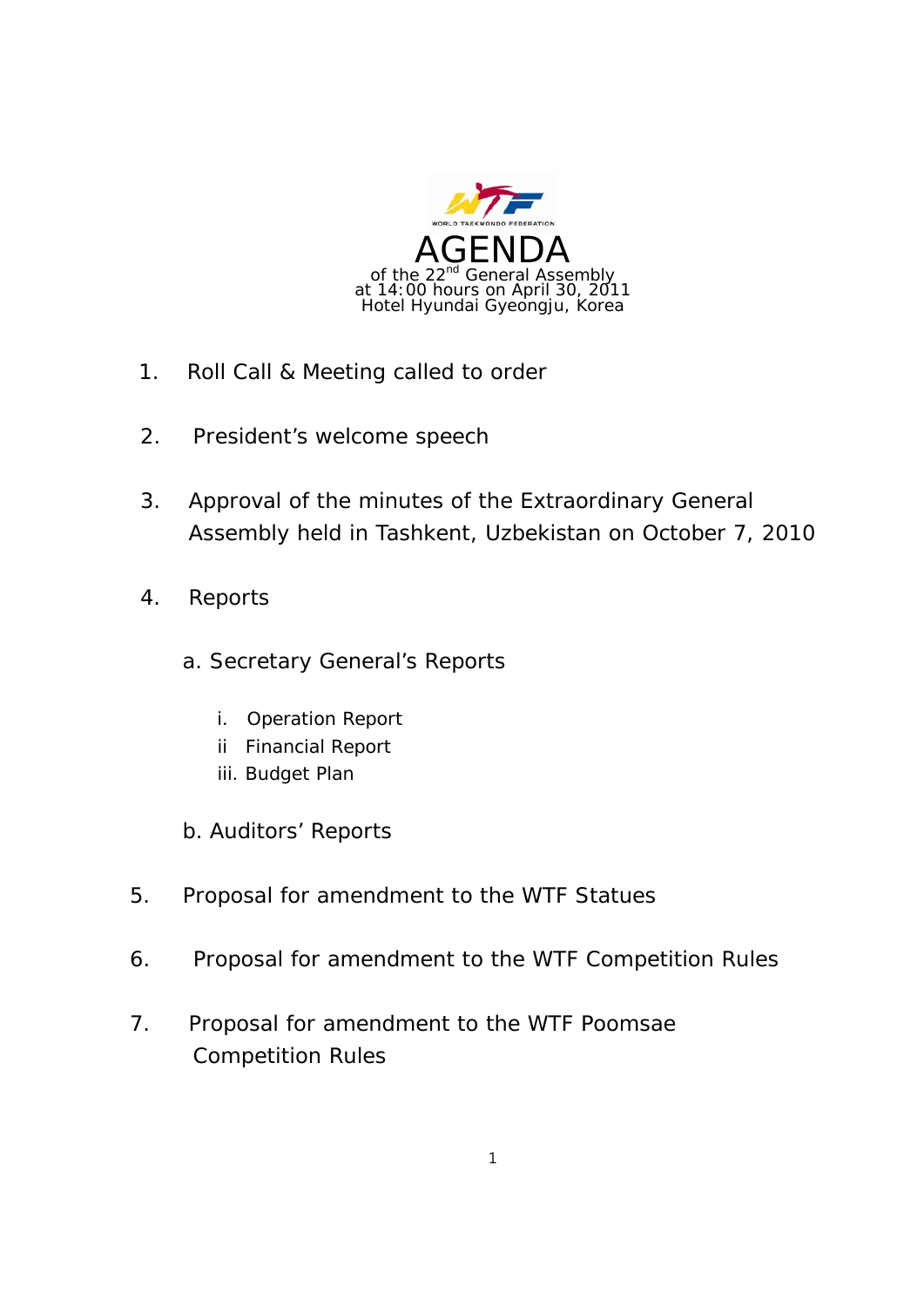WORLD TAEKWONDO FEDERATION

# AGENDA

of the 22nd General Assembly
at 14:00 hours on April 30, 2011
Hotel Hyundai Gyeongju, Korea

1. Roll Call & Meeting called to order

2. President's welcome speech

3. Approval of the minutes of the Extraordinary General Assembly held in Tashkent, Uzbekistan on October 7, 2010

4. Reports

   a. Secretary General's Reports

      i. Operation Report
      ii Financial Report
      iii. Budget Plan

   b. Auditors' Reports

5. Proposal for amendment to the WTF Statues

6. Proposal for amendment to the WTF Competition Rules

7. Proposal for amendment to the WTF Poomsae Competition Rules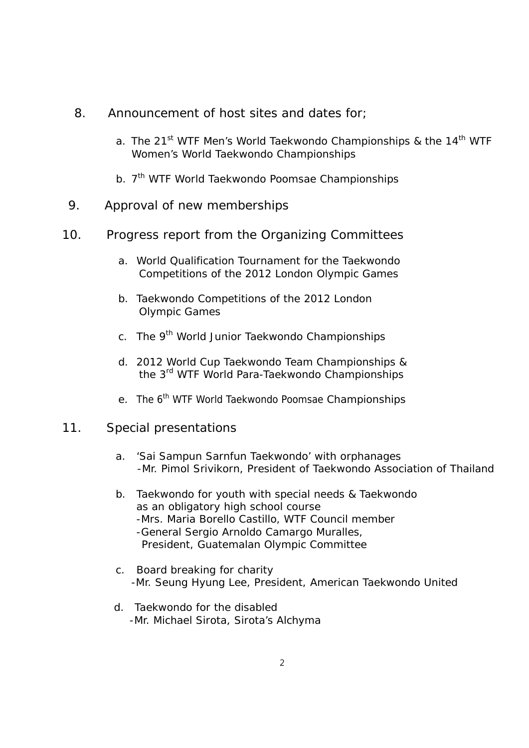8. Announcement of host sites and dates for;

   a. The 21st WTF Men's World Taekwondo Championships & the 14th WTF Women's World Taekwondo Championships

   b. 7th WTF World Taekwondo Poomsae Championships

9. Approval of new memberships

10. Progress report from the Organizing Committees

    a. World Qualification Tournament for the Taekwondo Competitions of the 2012 London Olympic Games

    b. Taekwondo Competitions of the 2012 London Olympic Games

    c. The 9th World Junior Taekwondo Championships

    d. 2012 World Cup Taekwondo Team Championships & the 3rd WTF World Para-Taekwondo Championships

    e. The 6th WTF World Taekwondo Poomsae Championships

11. Special presentations

    a. 'Sai Sampun Sarnfun Taekwondo' with orphanages
       - Mr. Pimol Srivikorn, President of Taekwondo Association of Thailand

    b. Taekwondo for youth with special needs & Taekwondo as an obligatory high school course
       - Mrs. Maria Borello Castillo, WTF Council member
       - General Sergio Arnoldo Camargo Muralles, President, Guatemalan Olympic Committee

    c. Board breaking for charity
       - Mr. Seung Hyung Lee, President, American Taekwondo United

    d. Taekwondo for the disabled
       - Mr. Michael Sirota, Sirota's Alchyma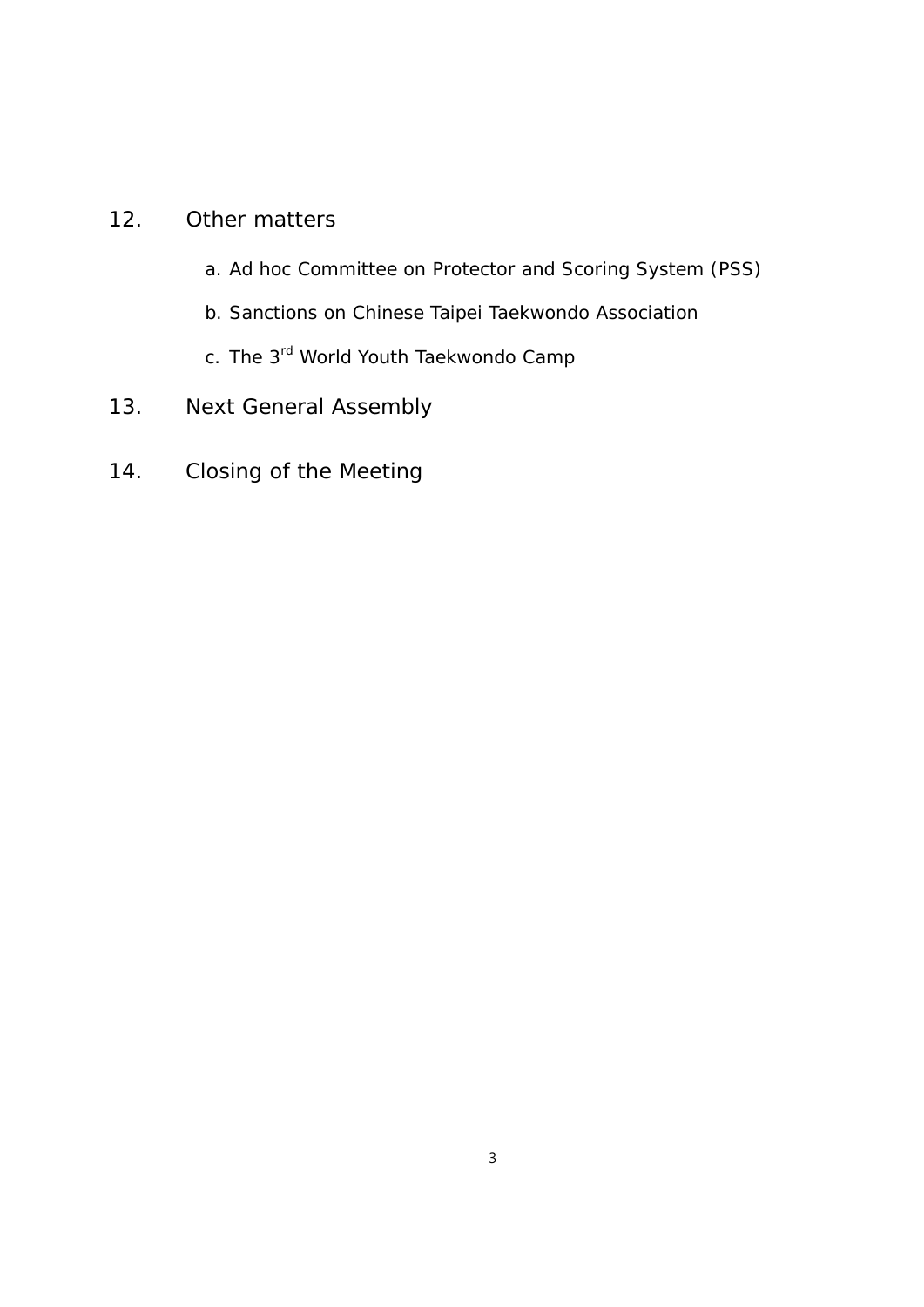12. Other matters

    a. Ad hoc Committee on Protector and Scoring System (PSS)

    b. Sanctions on Chinese Taipei Taekwondo Association

    c. The 3rd World Youth Taekwondo Camp

13. Next General Assembly

14. Closing of the Meeting